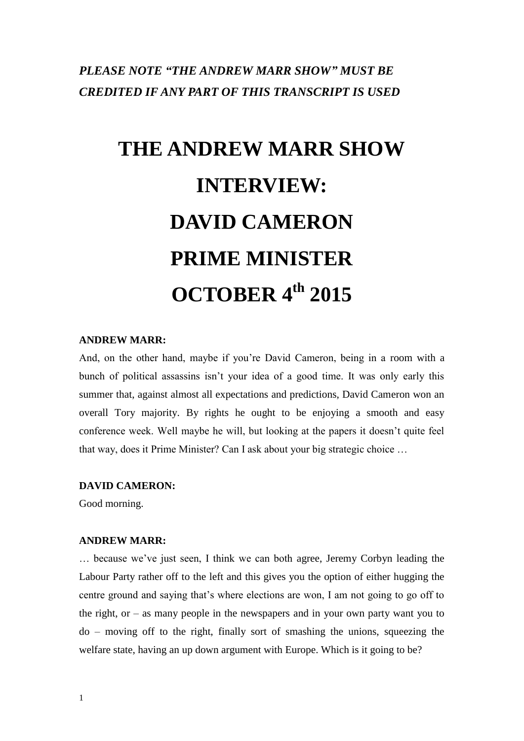***PLEASE NOTE "THE ANDREW MARR SHOW" MUST BE CREDITED IF ANY PART OF THIS TRANSCRIPT IS USED***

# THE ANDREW MARR SHOW
# INTERVIEW:
# DAVID CAMERON
# PRIME MINISTER
# OCTOBER 4th 2015

**ANDREW MARR:**

And, on the other hand, maybe if you're David Cameron, being in a room with a bunch of political assassins isn't your idea of a good time. It was only early this summer that, against almost all expectations and predictions, David Cameron won an overall Tory majority. By rights he ought to be enjoying a smooth and easy conference week. Well maybe he will, but looking at the papers it doesn't quite feel that way, does it Prime Minister? Can I ask about your big strategic choice …

**DAVID CAMERON:**

Good morning.

**ANDREW MARR:**

… because we've just seen, I think we can both agree, Jeremy Corbyn leading the Labour Party rather off to the left and this gives you the option of either hugging the centre ground and saying that's where elections are won, I am not going to go off to the right, or – as many people in the newspapers and in your own party want you to do – moving off to the right, finally sort of smashing the unions, squeezing the welfare state, having an up down argument with Europe. Which is it going to be?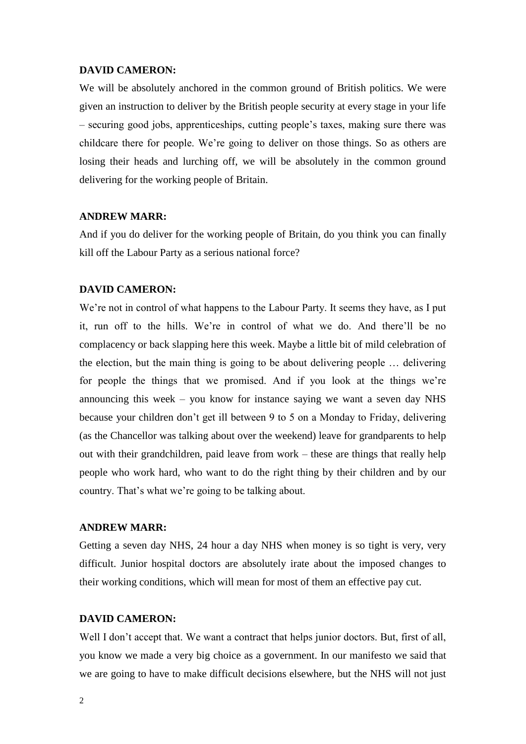**DAVID CAMERON:**

We will be absolutely anchored in the common ground of British politics. We were given an instruction to deliver by the British people security at every stage in your life – securing good jobs, apprenticeships, cutting people's taxes, making sure there was childcare there for people. We're going to deliver on those things. So as others are losing their heads and lurching off, we will be absolutely in the common ground delivering for the working people of Britain.

**ANDREW MARR:**

And if you do deliver for the working people of Britain, do you think you can finally kill off the Labour Party as a serious national force?

**DAVID CAMERON:**

We're not in control of what happens to the Labour Party. It seems they have, as I put it, run off to the hills. We're in control of what we do. And there'll be no complacency or back slapping here this week. Maybe a little bit of mild celebration of the election, but the main thing is going to be about delivering people … delivering for people the things that we promised. And if you look at the things we're announcing this week – you know for instance saying we want a seven day NHS because your children don't get ill between 9 to 5 on a Monday to Friday, delivering (as the Chancellor was talking about over the weekend) leave for grandparents to help out with their grandchildren, paid leave from work – these are things that really help people who work hard, who want to do the right thing by their children and by our country. That's what we're going to be talking about.

**ANDREW MARR:**

Getting a seven day NHS, 24 hour a day NHS when money is so tight is very, very difficult. Junior hospital doctors are absolutely irate about the imposed changes to their working conditions, which will mean for most of them an effective pay cut.

**DAVID CAMERON:**

Well I don't accept that. We want a contract that helps junior doctors. But, first of all, you know we made a very big choice as a government. In our manifesto we said that we are going to have to make difficult decisions elsewhere, but the NHS will not just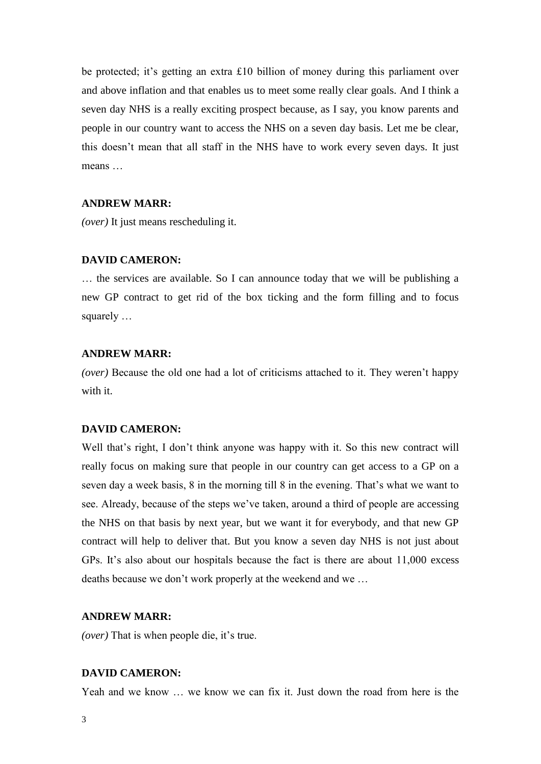be protected; it's getting an extra £10 billion of money during this parliament over and above inflation and that enables us to meet some really clear goals. And I think a seven day NHS is a really exciting prospect because, as I say, you know parents and people in our country want to access the NHS on a seven day basis. Let me be clear, this doesn't mean that all staff in the NHS have to work every seven days. It just means …

**ANDREW MARR:**

*(over)* It just means rescheduling it.

**DAVID CAMERON:**

… the services are available. So I can announce today that we will be publishing a new GP contract to get rid of the box ticking and the form filling and to focus squarely …

**ANDREW MARR:**

*(over)* Because the old one had a lot of criticisms attached to it. They weren't happy with it.

**DAVID CAMERON:**

Well that's right, I don't think anyone was happy with it. So this new contract will really focus on making sure that people in our country can get access to a GP on a seven day a week basis, 8 in the morning till 8 in the evening. That's what we want to see. Already, because of the steps we've taken, around a third of people are accessing the NHS on that basis by next year, but we want it for everybody, and that new GP contract will help to deliver that. But you know a seven day NHS is not just about GPs. It's also about our hospitals because the fact is there are about 11,000 excess deaths because we don't work properly at the weekend and we …

**ANDREW MARR:**

*(over)* That is when people die, it's true.

**DAVID CAMERON:**

Yeah and we know … we know we can fix it. Just down the road from here is the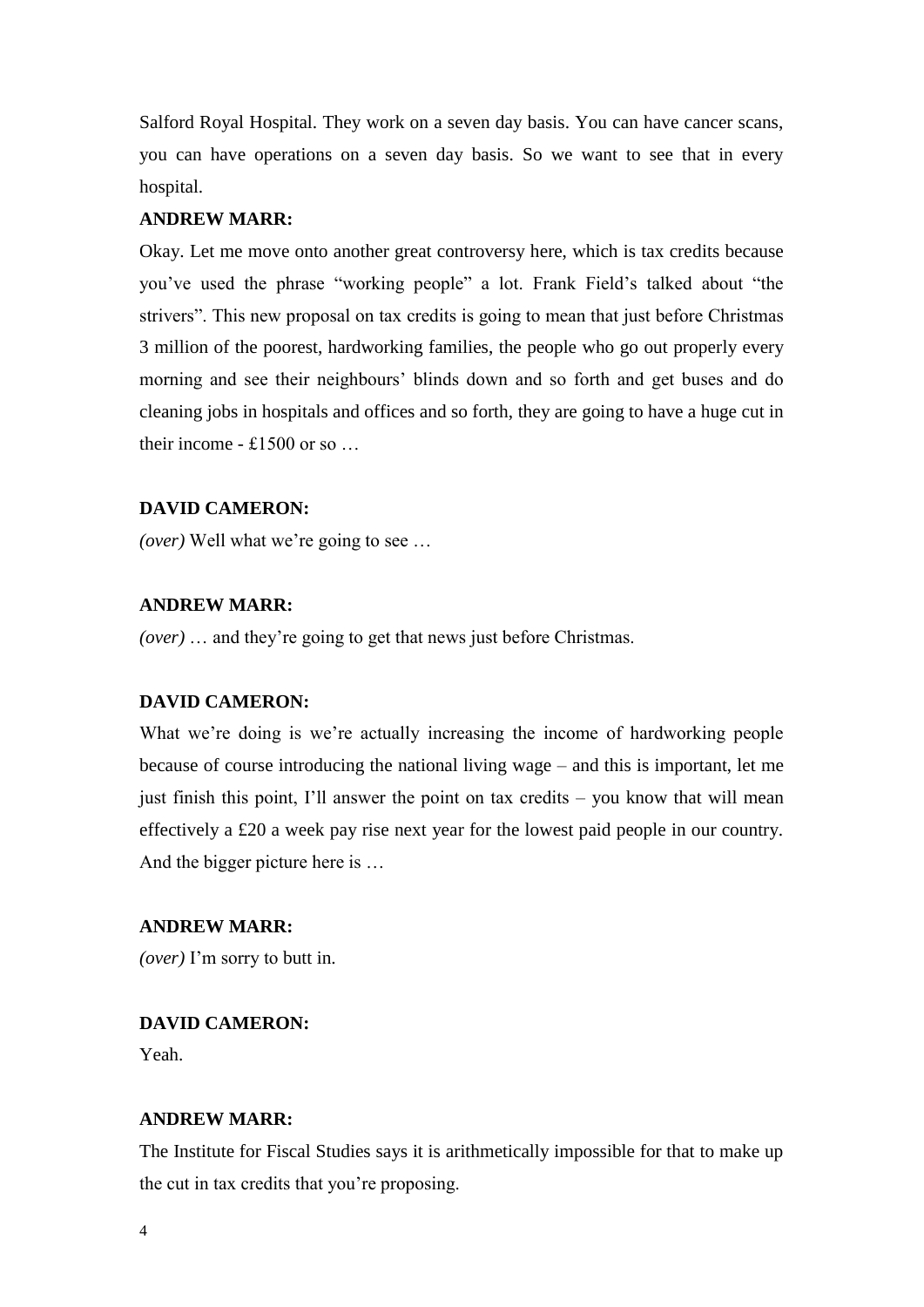Salford Royal Hospital. They work on a seven day basis. You can have cancer scans, you can have operations on a seven day basis. So we want to see that in every hospital.

**ANDREW MARR:**

Okay. Let me move onto another great controversy here, which is tax credits because you've used the phrase "working people" a lot. Frank Field's talked about "the strivers". This new proposal on tax credits is going to mean that just before Christmas 3 million of the poorest, hardworking families, the people who go out properly every morning and see their neighbours' blinds down and so forth and get buses and do cleaning jobs in hospitals and offices and so forth, they are going to have a huge cut in their income - £1500 or so …

**DAVID CAMERON:**

*(over)* Well what we're going to see …

**ANDREW MARR:**

*(over)* … and they're going to get that news just before Christmas.

**DAVID CAMERON:**

What we're doing is we're actually increasing the income of hardworking people because of course introducing the national living wage – and this is important, let me just finish this point, I'll answer the point on tax credits – you know that will mean effectively a £20 a week pay rise next year for the lowest paid people in our country. And the bigger picture here is …

**ANDREW MARR:**

*(over)* I'm sorry to butt in.

**DAVID CAMERON:**

Yeah.

**ANDREW MARR:**

The Institute for Fiscal Studies says it is arithmetically impossible for that to make up the cut in tax credits that you're proposing.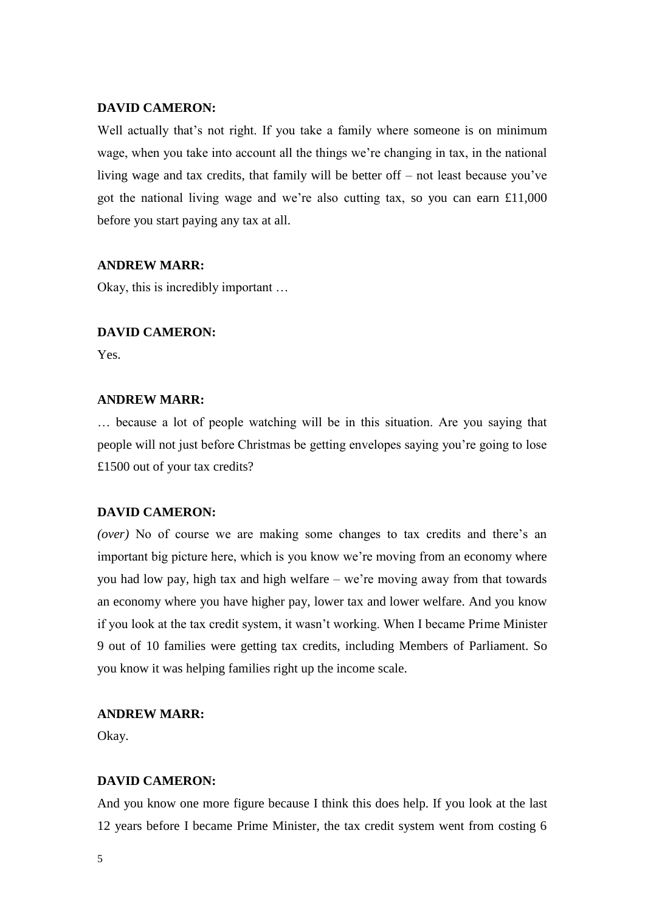**DAVID CAMERON:**

Well actually that's not right. If you take a family where someone is on minimum wage, when you take into account all the things we're changing in tax, in the national living wage and tax credits, that family will be better off – not least because you've got the national living wage and we're also cutting tax, so you can earn £11,000 before you start paying any tax at all.

**ANDREW MARR:**

Okay, this is incredibly important …

**DAVID CAMERON:**

Yes.

**ANDREW MARR:**

… because a lot of people watching will be in this situation. Are you saying that people will not just before Christmas be getting envelopes saying you're going to lose £1500 out of your tax credits?

**DAVID CAMERON:**

*(over)* No of course we are making some changes to tax credits and there's an important big picture here, which is you know we're moving from an economy where you had low pay, high tax and high welfare – we're moving away from that towards an economy where you have higher pay, lower tax and lower welfare. And you know if you look at the tax credit system, it wasn't working. When I became Prime Minister 9 out of 10 families were getting tax credits, including Members of Parliament. So you know it was helping families right up the income scale.

**ANDREW MARR:**

Okay.

**DAVID CAMERON:**

And you know one more figure because I think this does help. If you look at the last 12 years before I became Prime Minister, the tax credit system went from costing 6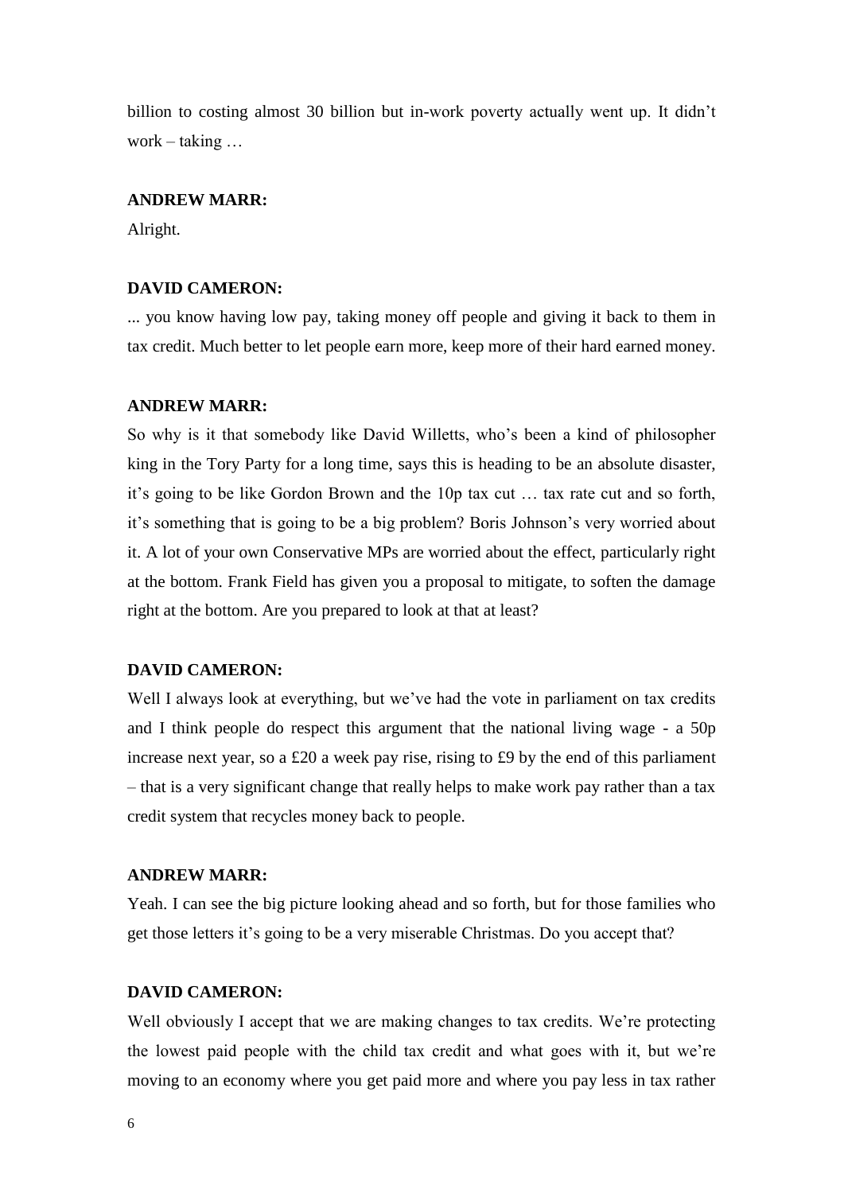billion to costing almost 30 billion but in-work poverty actually went up. It didn't work – taking …

**ANDREW MARR:**

Alright.

**DAVID CAMERON:**

... you know having low pay, taking money off people and giving it back to them in tax credit. Much better to let people earn more, keep more of their hard earned money.

**ANDREW MARR:**

So why is it that somebody like David Willetts, who's been a kind of philosopher king in the Tory Party for a long time, says this is heading to be an absolute disaster, it's going to be like Gordon Brown and the 10p tax cut … tax rate cut and so forth, it's something that is going to be a big problem? Boris Johnson's very worried about it. A lot of your own Conservative MPs are worried about the effect, particularly right at the bottom. Frank Field has given you a proposal to mitigate, to soften the damage right at the bottom. Are you prepared to look at that at least?

**DAVID CAMERON:**

Well I always look at everything, but we've had the vote in parliament on tax credits and I think people do respect this argument that the national living wage - a 50p increase next year, so a £20 a week pay rise, rising to £9 by the end of this parliament – that is a very significant change that really helps to make work pay rather than a tax credit system that recycles money back to people.

**ANDREW MARR:**

Yeah. I can see the big picture looking ahead and so forth, but for those families who get those letters it's going to be a very miserable Christmas. Do you accept that?

**DAVID CAMERON:**

Well obviously I accept that we are making changes to tax credits. We're protecting the lowest paid people with the child tax credit and what goes with it, but we're moving to an economy where you get paid more and where you pay less in tax rather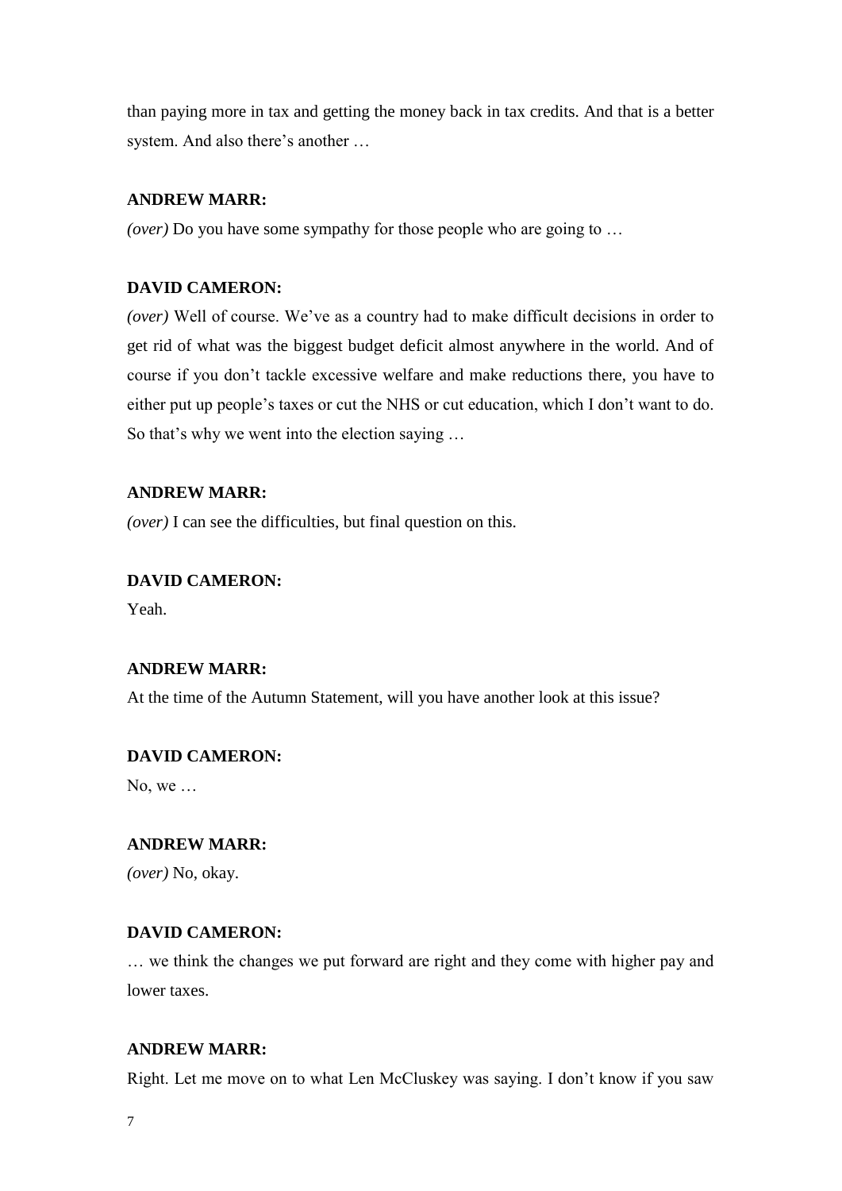than paying more in tax and getting the money back in tax credits. And that is a better system. And also there's another …

**ANDREW MARR:**

*(over)* Do you have some sympathy for those people who are going to …

**DAVID CAMERON:**

*(over)* Well of course. We've as a country had to make difficult decisions in order to get rid of what was the biggest budget deficit almost anywhere in the world. And of course if you don't tackle excessive welfare and make reductions there, you have to either put up people's taxes or cut the NHS or cut education, which I don't want to do. So that's why we went into the election saying …

**ANDREW MARR:**

*(over)* I can see the difficulties, but final question on this.

**DAVID CAMERON:**

Yeah.

**ANDREW MARR:**

At the time of the Autumn Statement, will you have another look at this issue?

**DAVID CAMERON:**

No, we …

**ANDREW MARR:**

*(over)* No, okay.

**DAVID CAMERON:**

… we think the changes we put forward are right and they come with higher pay and lower taxes.

**ANDREW MARR:**

Right. Let me move on to what Len McCluskey was saying. I don't know if you saw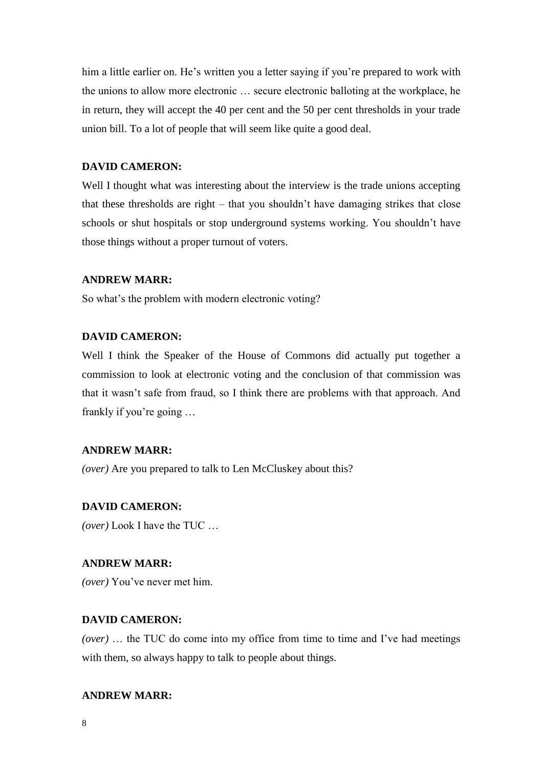him a little earlier on. He's written you a letter saying if you're prepared to work with the unions to allow more electronic … secure electronic balloting at the workplace, he in return, they will accept the 40 per cent and the 50 per cent thresholds in your trade union bill. To a lot of people that will seem like quite a good deal.

**DAVID CAMERON:**

Well I thought what was interesting about the interview is the trade unions accepting that these thresholds are right – that you shouldn't have damaging strikes that close schools or shut hospitals or stop underground systems working. You shouldn't have those things without a proper turnout of voters.

**ANDREW MARR:**

So what's the problem with modern electronic voting?

**DAVID CAMERON:**

Well I think the Speaker of the House of Commons did actually put together a commission to look at electronic voting and the conclusion of that commission was that it wasn't safe from fraud, so I think there are problems with that approach. And frankly if you're going …

**ANDREW MARR:**

*(over)* Are you prepared to talk to Len McCluskey about this?

**DAVID CAMERON:**

*(over)* Look I have the TUC …

**ANDREW MARR:**

*(over)* You've never met him.

**DAVID CAMERON:**

*(over)* … the TUC do come into my office from time to time and I've had meetings with them, so always happy to talk to people about things.

**ANDREW MARR:**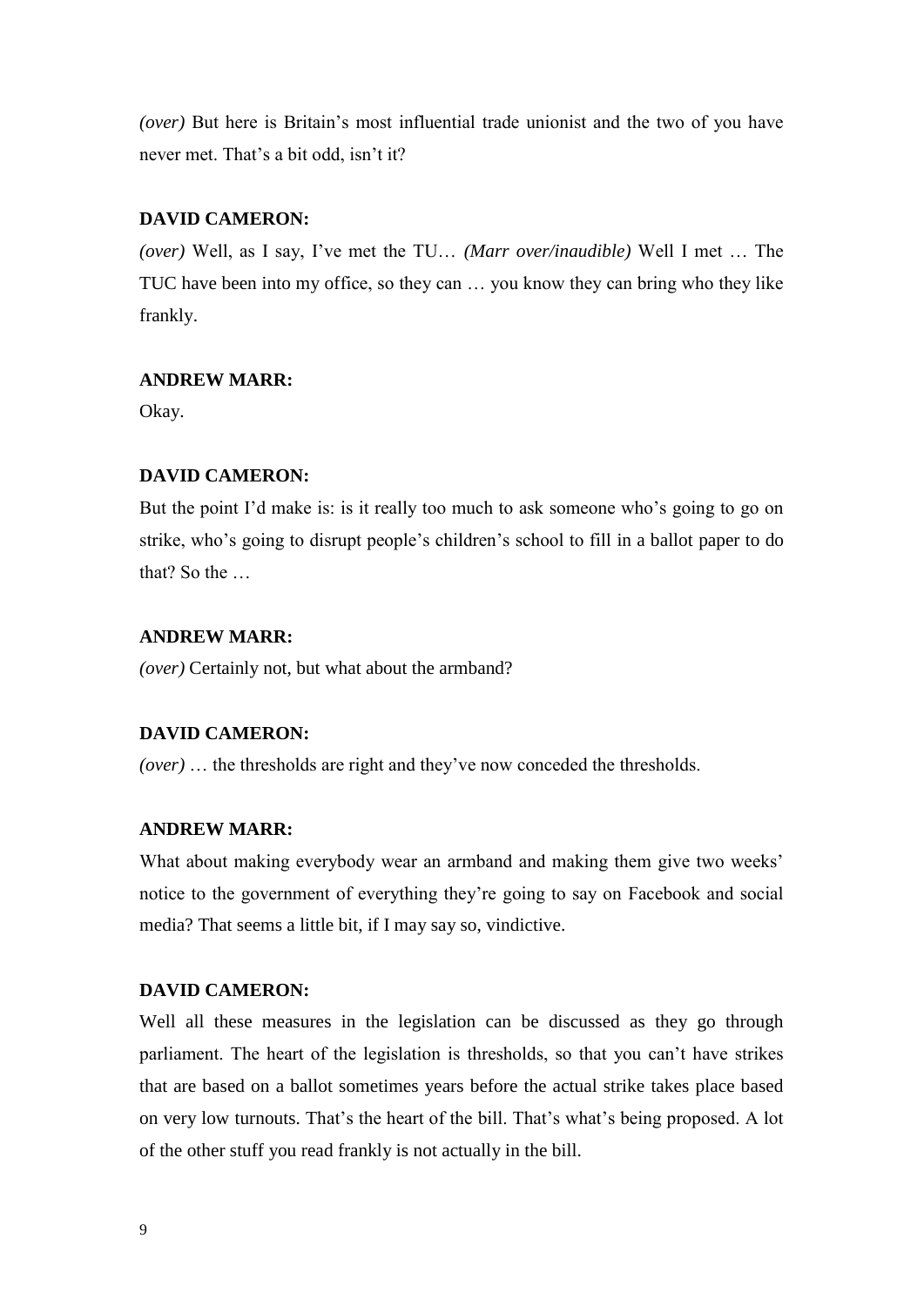*(over)* But here is Britain's most influential trade unionist and the two of you have never met. That's a bit odd, isn't it?

**DAVID CAMERON:**

*(over)* Well, as I say, I've met the TU… *(Marr over/inaudible)* Well I met … The TUC have been into my office, so they can … you know they can bring who they like frankly.

**ANDREW MARR:**

Okay.

**DAVID CAMERON:**

But the point I'd make is: is it really too much to ask someone who's going to go on strike, who's going to disrupt people's children's school to fill in a ballot paper to do that? So the …

**ANDREW MARR:**

*(over)* Certainly not, but what about the armband?

**DAVID CAMERON:**

*(over)* … the thresholds are right and they've now conceded the thresholds.

**ANDREW MARR:**

What about making everybody wear an armband and making them give two weeks' notice to the government of everything they're going to say on Facebook and social media? That seems a little bit, if I may say so, vindictive.

**DAVID CAMERON:**

Well all these measures in the legislation can be discussed as they go through parliament. The heart of the legislation is thresholds, so that you can't have strikes that are based on a ballot sometimes years before the actual strike takes place based on very low turnouts. That's the heart of the bill. That's what's being proposed. A lot of the other stuff you read frankly is not actually in the bill.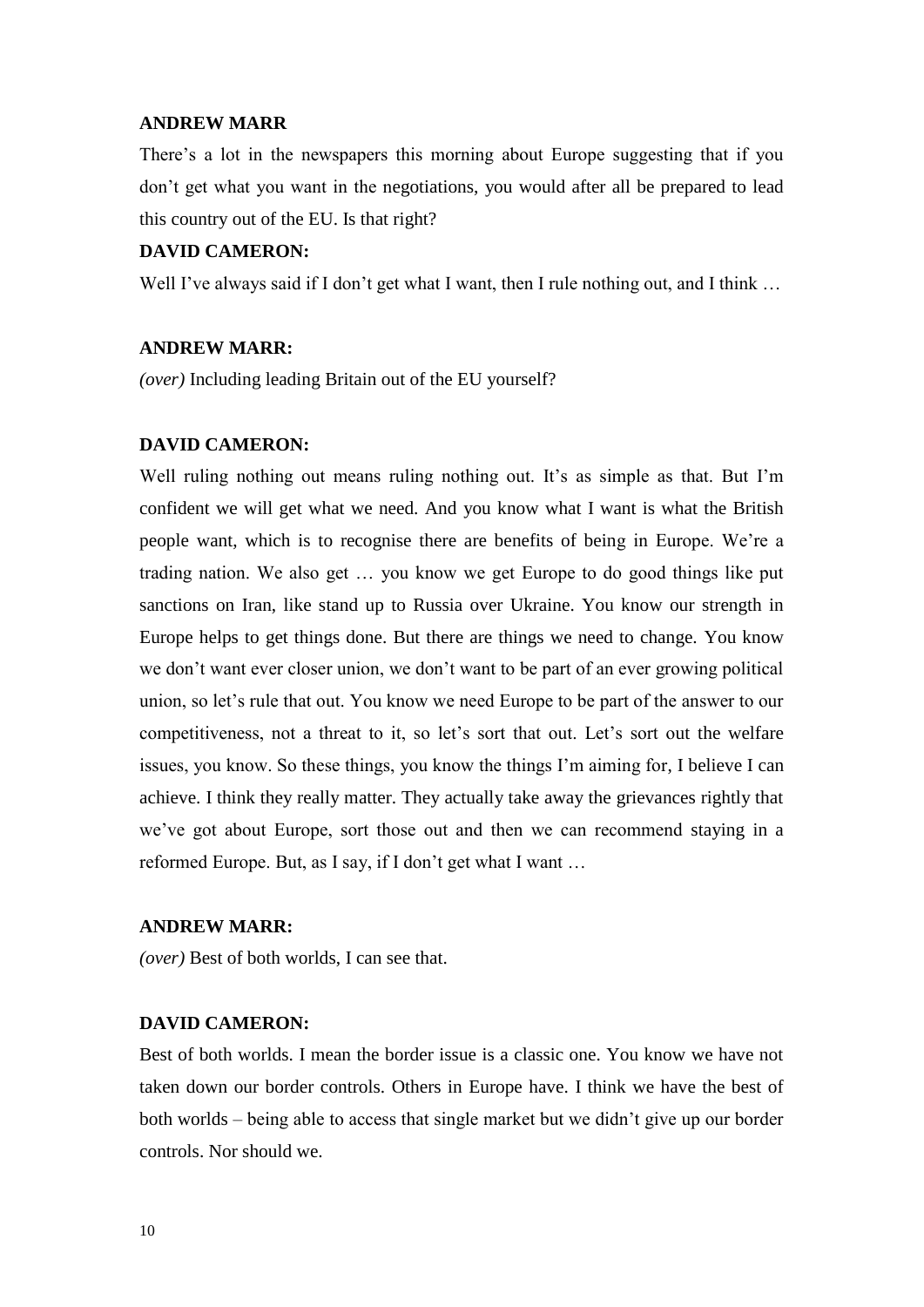**ANDREW MARR**

There's a lot in the newspapers this morning about Europe suggesting that if you don't get what you want in the negotiations, you would after all be prepared to lead this country out of the EU. Is that right?

**DAVID CAMERON:**

Well I've always said if I don't get what I want, then I rule nothing out, and I think …

**ANDREW MARR:**

*(over)* Including leading Britain out of the EU yourself?

**DAVID CAMERON:**

Well ruling nothing out means ruling nothing out. It's as simple as that. But I'm confident we will get what we need. And you know what I want is what the British people want, which is to recognise there are benefits of being in Europe. We're a trading nation. We also get … you know we get Europe to do good things like put sanctions on Iran, like stand up to Russia over Ukraine. You know our strength in Europe helps to get things done. But there are things we need to change. You know we don't want ever closer union, we don't want to be part of an ever growing political union, so let's rule that out. You know we need Europe to be part of the answer to our competitiveness, not a threat to it, so let's sort that out. Let's sort out the welfare issues, you know. So these things, you know the things I'm aiming for, I believe I can achieve. I think they really matter. They actually take away the grievances rightly that we've got about Europe, sort those out and then we can recommend staying in a reformed Europe. But, as I say, if I don't get what I want …

**ANDREW MARR:**

*(over)* Best of both worlds, I can see that.

**DAVID CAMERON:**

Best of both worlds. I mean the border issue is a classic one. You know we have not taken down our border controls. Others in Europe have. I think we have the best of both worlds – being able to access that single market but we didn't give up our border controls. Nor should we.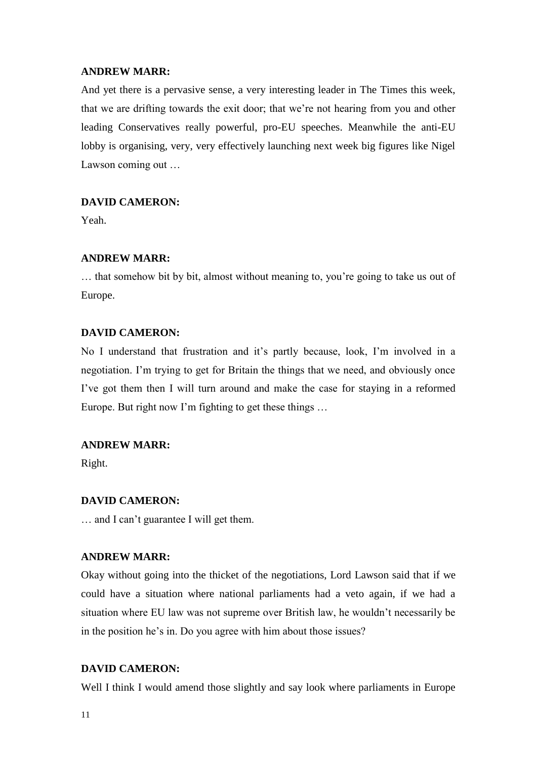**ANDREW MARR:**

And yet there is a pervasive sense, a very interesting leader in The Times this week, that we are drifting towards the exit door; that we're not hearing from you and other leading Conservatives really powerful, pro-EU speeches. Meanwhile the anti-EU lobby is organising, very, very effectively launching next week big figures like Nigel Lawson coming out …

**DAVID CAMERON:**

Yeah.

**ANDREW MARR:**

… that somehow bit by bit, almost without meaning to, you're going to take us out of Europe.

**DAVID CAMERON:**

No I understand that frustration and it's partly because, look, I'm involved in a negotiation. I'm trying to get for Britain the things that we need, and obviously once I've got them then I will turn around and make the case for staying in a reformed Europe. But right now I'm fighting to get these things …

**ANDREW MARR:**

Right.

**DAVID CAMERON:**

… and I can't guarantee I will get them.

**ANDREW MARR:**

Okay without going into the thicket of the negotiations, Lord Lawson said that if we could have a situation where national parliaments had a veto again, if we had a situation where EU law was not supreme over British law, he wouldn't necessarily be in the position he's in. Do you agree with him about those issues?

**DAVID CAMERON:**

Well I think I would amend those slightly and say look where parliaments in Europe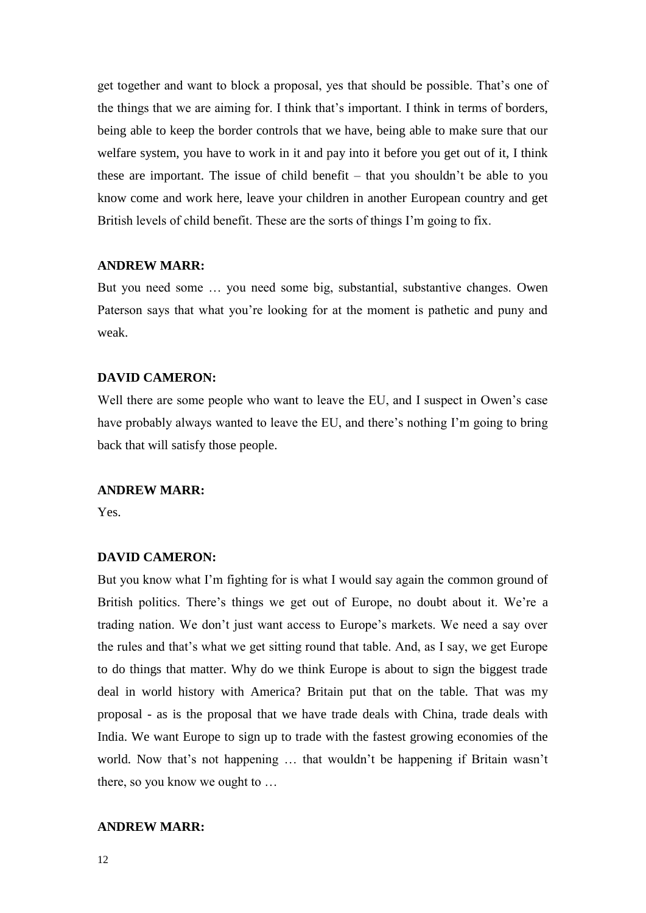get together and want to block a proposal, yes that should be possible. That's one of the things that we are aiming for. I think that's important. I think in terms of borders, being able to keep the border controls that we have, being able to make sure that our welfare system, you have to work in it and pay into it before you get out of it, I think these are important. The issue of child benefit – that you shouldn't be able to you know come and work here, leave your children in another European country and get British levels of child benefit. These are the sorts of things I'm going to fix.

**ANDREW MARR:**

But you need some … you need some big, substantial, substantive changes. Owen Paterson says that what you're looking for at the moment is pathetic and puny and weak.

**DAVID CAMERON:**

Well there are some people who want to leave the EU, and I suspect in Owen's case have probably always wanted to leave the EU, and there's nothing I'm going to bring back that will satisfy those people.

**ANDREW MARR:**

Yes.

**DAVID CAMERON:**

But you know what I'm fighting for is what I would say again the common ground of British politics. There's things we get out of Europe, no doubt about it. We're a trading nation. We don't just want access to Europe's markets. We need a say over the rules and that's what we get sitting round that table. And, as I say, we get Europe to do things that matter. Why do we think Europe is about to sign the biggest trade deal in world history with America? Britain put that on the table. That was my proposal - as is the proposal that we have trade deals with China, trade deals with India. We want Europe to sign up to trade with the fastest growing economies of the world. Now that's not happening … that wouldn't be happening if Britain wasn't there, so you know we ought to …

**ANDREW MARR:**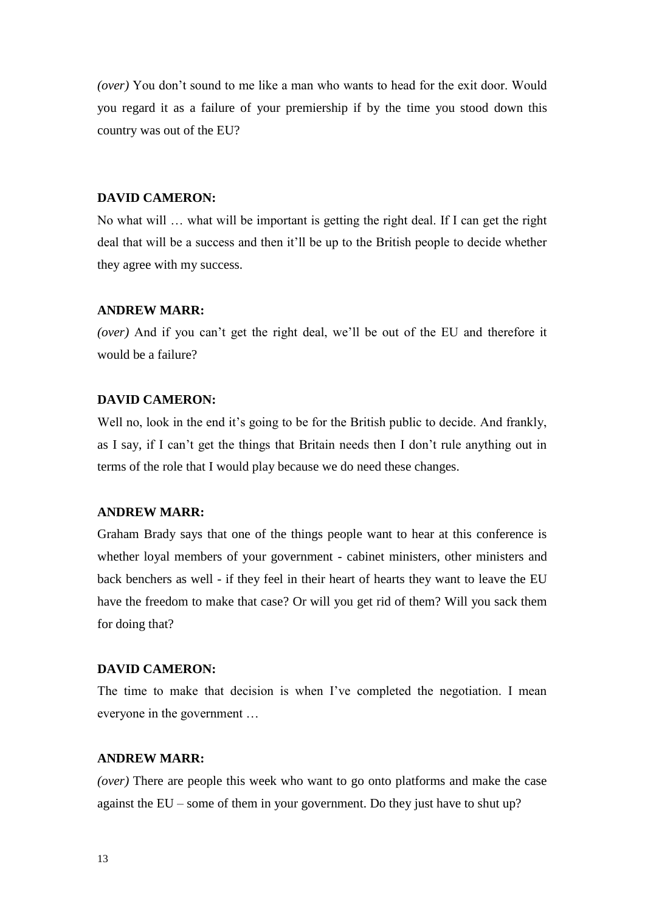*(over)* You don't sound to me like a man who wants to head for the exit door. Would you regard it as a failure of your premiership if by the time you stood down this country was out of the EU?

**DAVID CAMERON:**

No what will … what will be important is getting the right deal. If I can get the right deal that will be a success and then it'll be up to the British people to decide whether they agree with my success.

**ANDREW MARR:**

*(over)* And if you can't get the right deal, we'll be out of the EU and therefore it would be a failure?

**DAVID CAMERON:**

Well no, look in the end it's going to be for the British public to decide. And frankly, as I say, if I can't get the things that Britain needs then I don't rule anything out in terms of the role that I would play because we do need these changes.

**ANDREW MARR:**

Graham Brady says that one of the things people want to hear at this conference is whether loyal members of your government - cabinet ministers, other ministers and back benchers as well - if they feel in their heart of hearts they want to leave the EU have the freedom to make that case? Or will you get rid of them? Will you sack them for doing that?

**DAVID CAMERON:**

The time to make that decision is when I've completed the negotiation. I mean everyone in the government …

**ANDREW MARR:**

*(over)* There are people this week who want to go onto platforms and make the case against the EU – some of them in your government. Do they just have to shut up?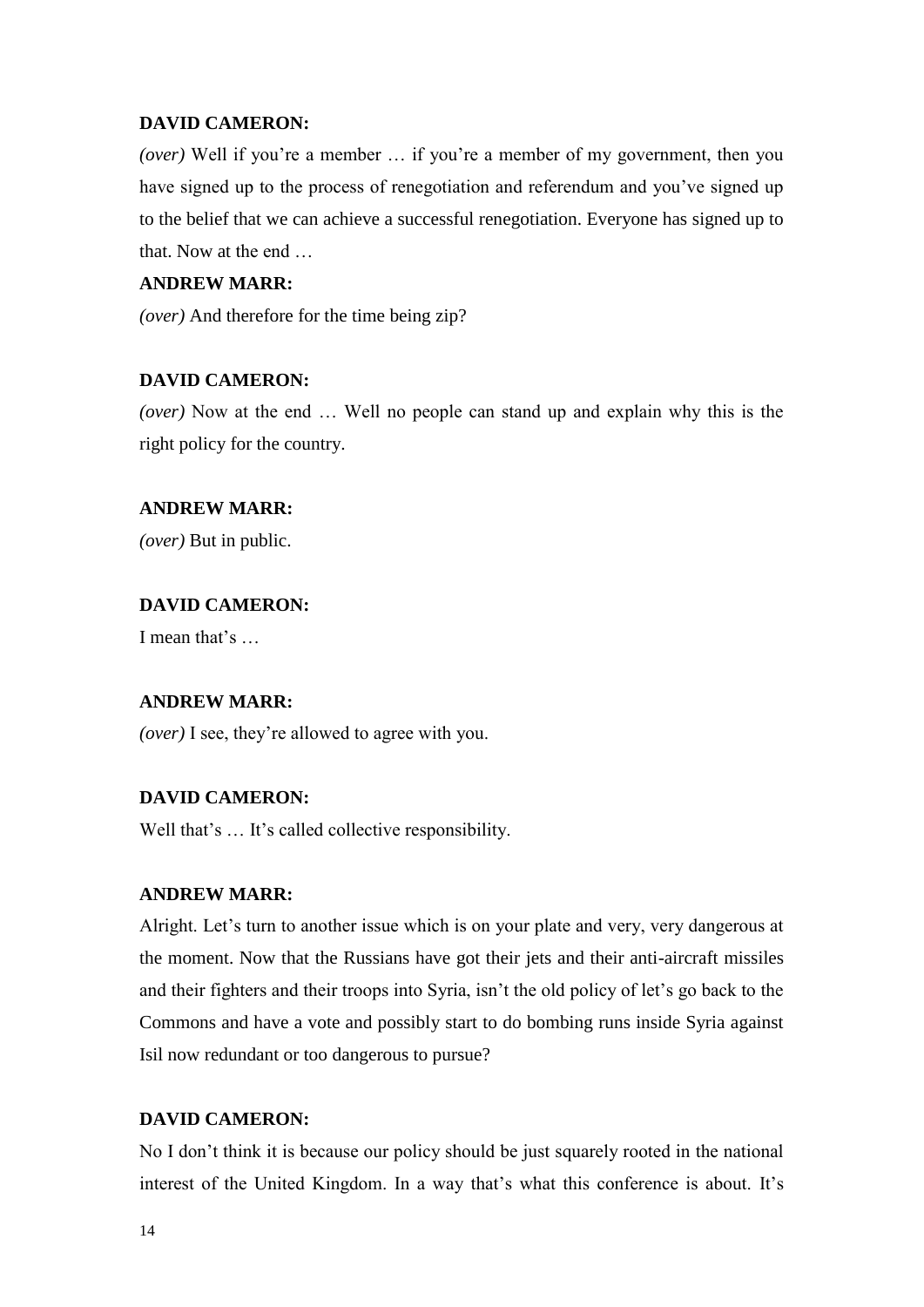**DAVID CAMERON:**

*(over)* Well if you're a member … if you're a member of my government, then you have signed up to the process of renegotiation and referendum and you've signed up to the belief that we can achieve a successful renegotiation. Everyone has signed up to that. Now at the end …

**ANDREW MARR:**

*(over)* And therefore for the time being zip?

**DAVID CAMERON:**

*(over)* Now at the end … Well no people can stand up and explain why this is the right policy for the country.

**ANDREW MARR:**

*(over)* But in public.

**DAVID CAMERON:**

I mean that's …

**ANDREW MARR:**

*(over)* I see, they're allowed to agree with you.

**DAVID CAMERON:**

Well that's … It's called collective responsibility.

**ANDREW MARR:**

Alright. Let's turn to another issue which is on your plate and very, very dangerous at the moment. Now that the Russians have got their jets and their anti-aircraft missiles and their fighters and their troops into Syria, isn't the old policy of let's go back to the Commons and have a vote and possibly start to do bombing runs inside Syria against Isil now redundant or too dangerous to pursue?

**DAVID CAMERON:**

No I don't think it is because our policy should be just squarely rooted in the national interest of the United Kingdom. In a way that's what this conference is about. It's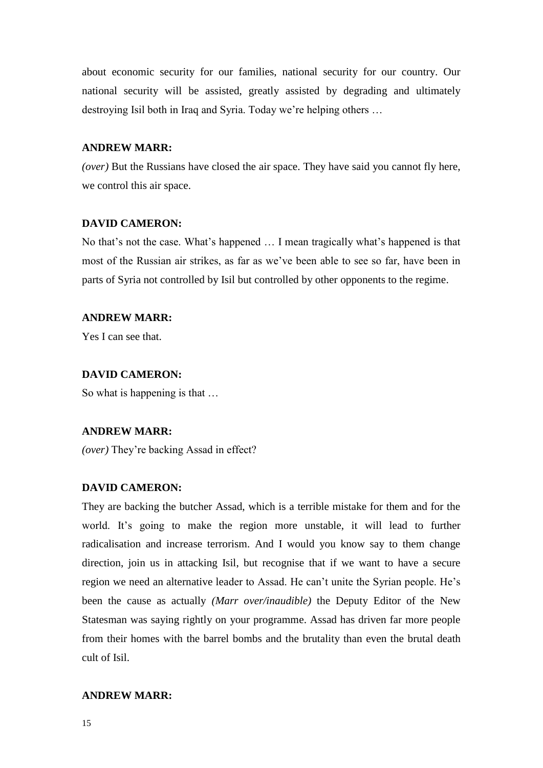about economic security for our families, national security for our country. Our national security will be assisted, greatly assisted by degrading and ultimately destroying Isil both in Iraq and Syria. Today we're helping others …

**ANDREW MARR:**

*(over)* But the Russians have closed the air space. They have said you cannot fly here, we control this air space.

**DAVID CAMERON:**

No that's not the case. What's happened … I mean tragically what's happened is that most of the Russian air strikes, as far as we've been able to see so far, have been in parts of Syria not controlled by Isil but controlled by other opponents to the regime.

**ANDREW MARR:**

Yes I can see that.

**DAVID CAMERON:**

So what is happening is that …

**ANDREW MARR:**

*(over)* They're backing Assad in effect?

**DAVID CAMERON:**

They are backing the butcher Assad, which is a terrible mistake for them and for the world. It's going to make the region more unstable, it will lead to further radicalisation and increase terrorism. And I would you know say to them change direction, join us in attacking Isil, but recognise that if we want to have a secure region we need an alternative leader to Assad. He can't unite the Syrian people. He's been the cause as actually *(Marr over/inaudible)* the Deputy Editor of the New Statesman was saying rightly on your programme. Assad has driven far more people from their homes with the barrel bombs and the brutality than even the brutal death cult of Isil.

**ANDREW MARR:**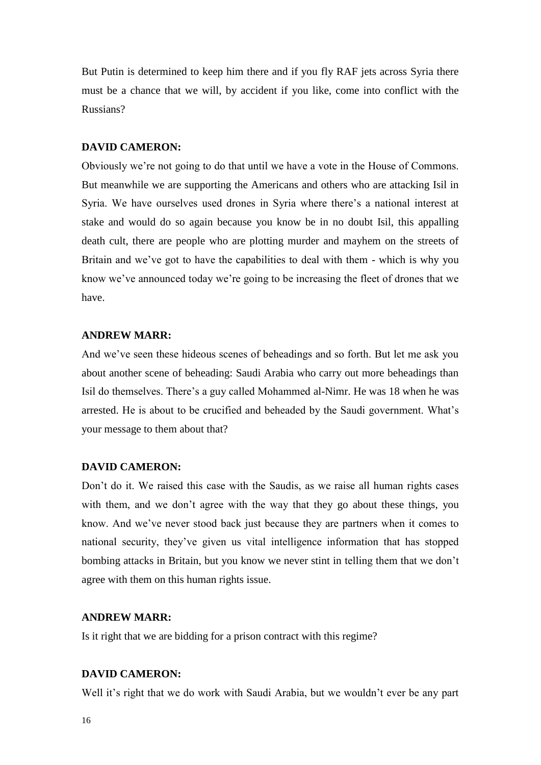But Putin is determined to keep him there and if you fly RAF jets across Syria there must be a chance that we will, by accident if you like, come into conflict with the Russians?

**DAVID CAMERON:**

Obviously we're not going to do that until we have a vote in the House of Commons. But meanwhile we are supporting the Americans and others who are attacking Isil in Syria. We have ourselves used drones in Syria where there's a national interest at stake and would do so again because you know be in no doubt Isil, this appalling death cult, there are people who are plotting murder and mayhem on the streets of Britain and we've got to have the capabilities to deal with them - which is why you know we've announced today we're going to be increasing the fleet of drones that we have.

**ANDREW MARR:**

And we've seen these hideous scenes of beheadings and so forth. But let me ask you about another scene of beheading: Saudi Arabia who carry out more beheadings than Isil do themselves. There's a guy called Mohammed al-Nimr. He was 18 when he was arrested. He is about to be crucified and beheaded by the Saudi government. What's your message to them about that?

**DAVID CAMERON:**

Don't do it. We raised this case with the Saudis, as we raise all human rights cases with them, and we don't agree with the way that they go about these things, you know. And we've never stood back just because they are partners when it comes to national security, they've given us vital intelligence information that has stopped bombing attacks in Britain, but you know we never stint in telling them that we don't agree with them on this human rights issue.

**ANDREW MARR:**

Is it right that we are bidding for a prison contract with this regime?

**DAVID CAMERON:**

Well it's right that we do work with Saudi Arabia, but we wouldn't ever be any part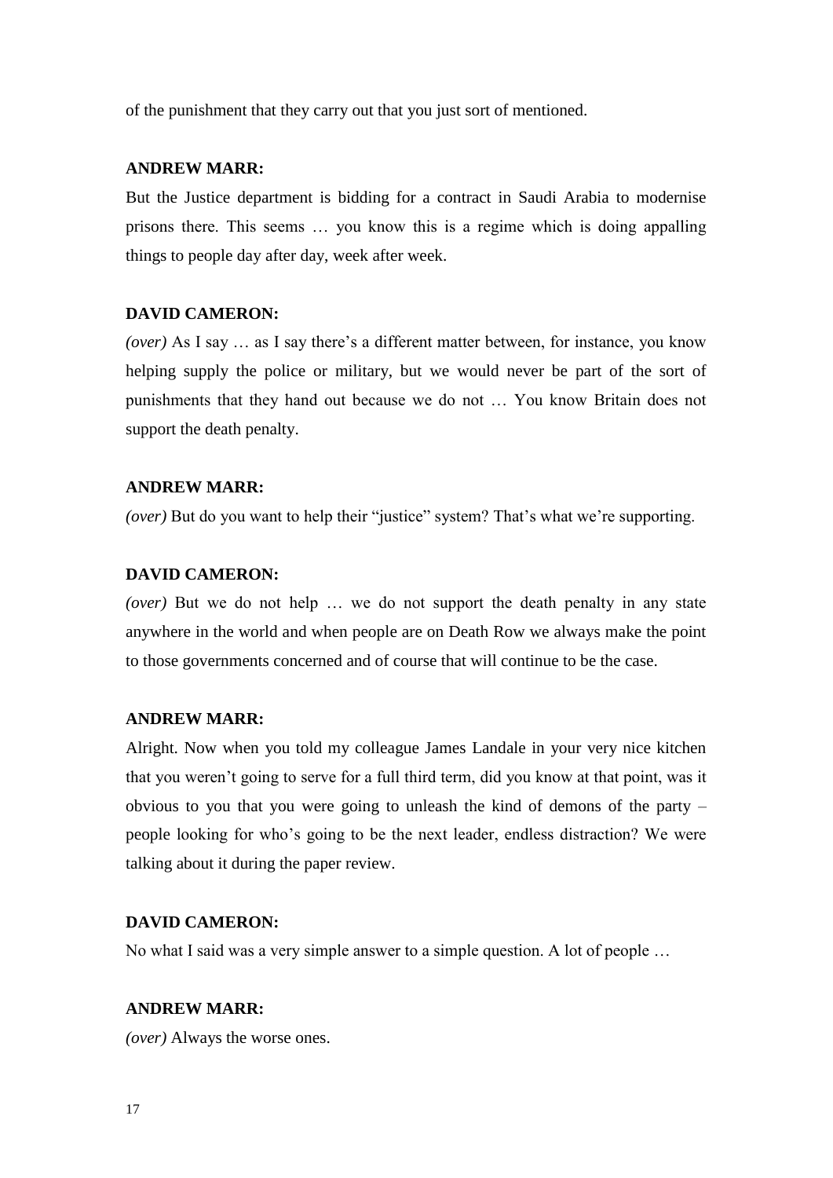of the punishment that they carry out that you just sort of mentioned.

**ANDREW MARR:**

But the Justice department is bidding for a contract in Saudi Arabia to modernise prisons there. This seems … you know this is a regime which is doing appalling things to people day after day, week after week.

**DAVID CAMERON:**

*(over)* As I say … as I say there's a different matter between, for instance, you know helping supply the police or military, but we would never be part of the sort of punishments that they hand out because we do not … You know Britain does not support the death penalty.

**ANDREW MARR:**

*(over)* But do you want to help their "justice" system? That's what we're supporting.

**DAVID CAMERON:**

*(over)* But we do not help … we do not support the death penalty in any state anywhere in the world and when people are on Death Row we always make the point to those governments concerned and of course that will continue to be the case.

**ANDREW MARR:**

Alright. Now when you told my colleague James Landale in your very nice kitchen that you weren't going to serve for a full third term, did you know at that point, was it obvious to you that you were going to unleash the kind of demons of the party – people looking for who's going to be the next leader, endless distraction? We were talking about it during the paper review.

**DAVID CAMERON:**

No what I said was a very simple answer to a simple question. A lot of people …

**ANDREW MARR:**

*(over)* Always the worse ones.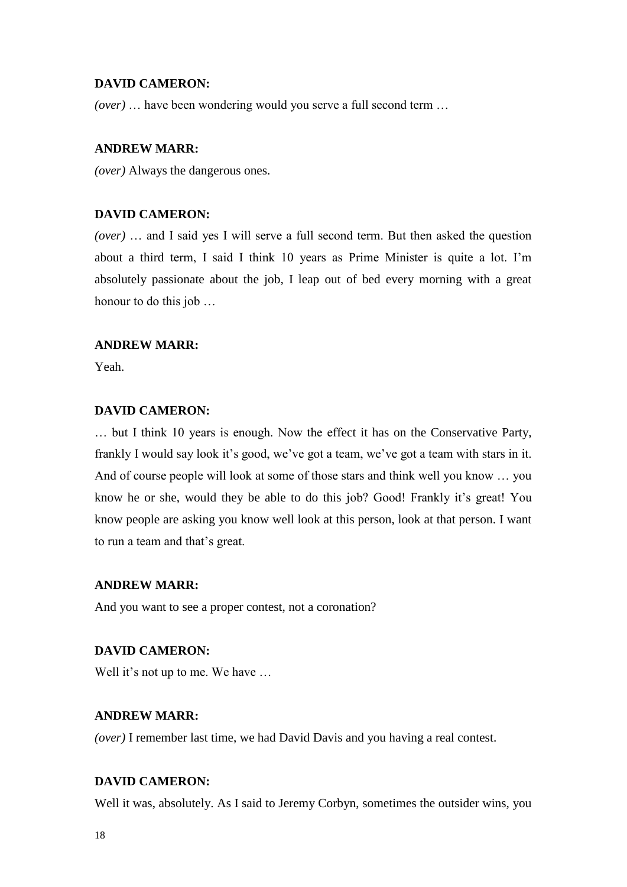**DAVID CAMERON:**

*(over)* … have been wondering would you serve a full second term …

**ANDREW MARR:**

*(over)* Always the dangerous ones.

**DAVID CAMERON:**

*(over)* … and I said yes I will serve a full second term. But then asked the question about a third term, I said I think 10 years as Prime Minister is quite a lot. I'm absolutely passionate about the job, I leap out of bed every morning with a great honour to do this job …

**ANDREW MARR:**

Yeah.

**DAVID CAMERON:**

… but I think 10 years is enough. Now the effect it has on the Conservative Party, frankly I would say look it's good, we've got a team, we've got a team with stars in it. And of course people will look at some of those stars and think well you know … you know he or she, would they be able to do this job? Good! Frankly it's great! You know people are asking you know well look at this person, look at that person. I want to run a team and that's great.

**ANDREW MARR:**

And you want to see a proper contest, not a coronation?

**DAVID CAMERON:**

Well it's not up to me. We have …

**ANDREW MARR:**

*(over)* I remember last time, we had David Davis and you having a real contest.

**DAVID CAMERON:**

Well it was, absolutely. As I said to Jeremy Corbyn, sometimes the outsider wins, you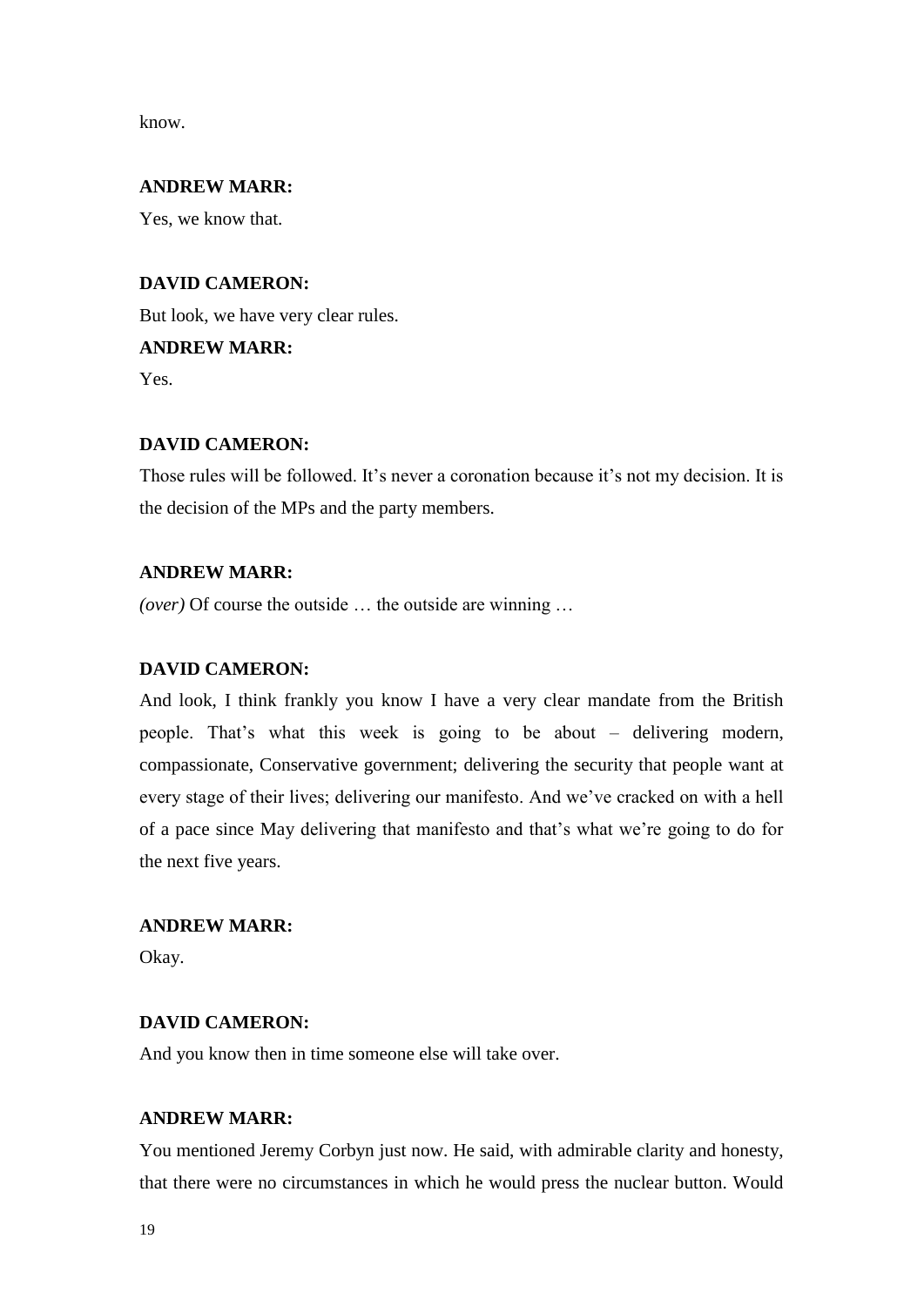know.

**ANDREW MARR:**

Yes, we know that.

**DAVID CAMERON:**

But look, we have very clear rules.

**ANDREW MARR:**

Yes.

**DAVID CAMERON:**

Those rules will be followed. It's never a coronation because it's not my decision. It is the decision of the MPs and the party members.

**ANDREW MARR:**

*(over)* Of course the outside … the outside are winning …

**DAVID CAMERON:**

And look, I think frankly you know I have a very clear mandate from the British people. That's what this week is going to be about – delivering modern, compassionate, Conservative government; delivering the security that people want at every stage of their lives; delivering our manifesto. And we've cracked on with a hell of a pace since May delivering that manifesto and that's what we're going to do for the next five years.

**ANDREW MARR:**

Okay.

**DAVID CAMERON:**

And you know then in time someone else will take over.

**ANDREW MARR:**

You mentioned Jeremy Corbyn just now. He said, with admirable clarity and honesty, that there were no circumstances in which he would press the nuclear button. Would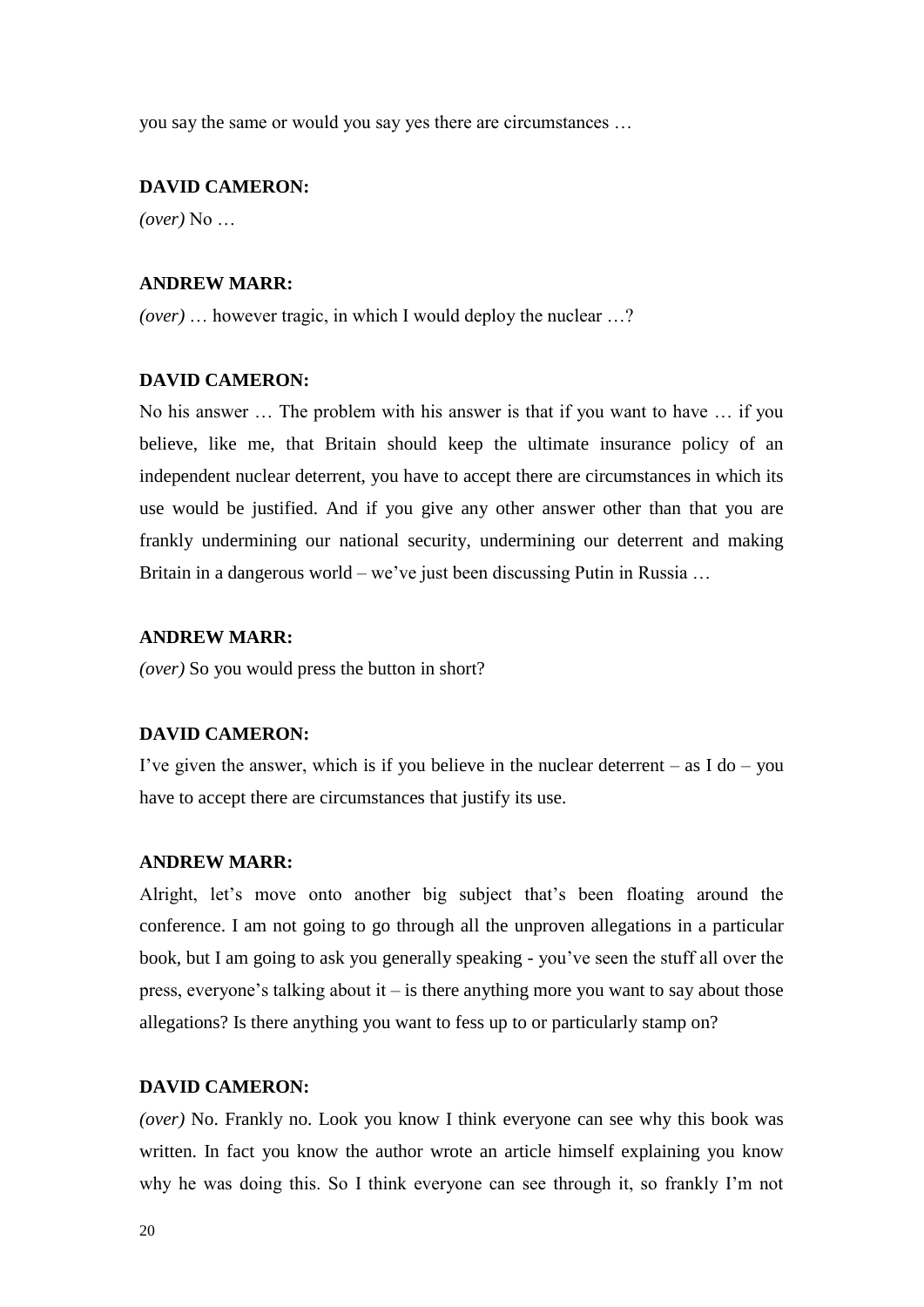you say the same or would you say yes there are circumstances …

**DAVID CAMERON:**

*(over)* No …

**ANDREW MARR:**

*(over)* … however tragic, in which I would deploy the nuclear …?

**DAVID CAMERON:**

No his answer … The problem with his answer is that if you want to have … if you believe, like me, that Britain should keep the ultimate insurance policy of an independent nuclear deterrent, you have to accept there are circumstances in which its use would be justified. And if you give any other answer other than that you are frankly undermining our national security, undermining our deterrent and making Britain in a dangerous world – we've just been discussing Putin in Russia …

**ANDREW MARR:**

*(over)* So you would press the button in short?

**DAVID CAMERON:**

I've given the answer, which is if you believe in the nuclear deterrent – as I do – you have to accept there are circumstances that justify its use.

**ANDREW MARR:**

Alright, let's move onto another big subject that's been floating around the conference. I am not going to go through all the unproven allegations in a particular book, but I am going to ask you generally speaking - you've seen the stuff all over the press, everyone's talking about it – is there anything more you want to say about those allegations? Is there anything you want to fess up to or particularly stamp on?

**DAVID CAMERON:**

*(over)* No. Frankly no. Look you know I think everyone can see why this book was written. In fact you know the author wrote an article himself explaining you know why he was doing this. So I think everyone can see through it, so frankly I'm not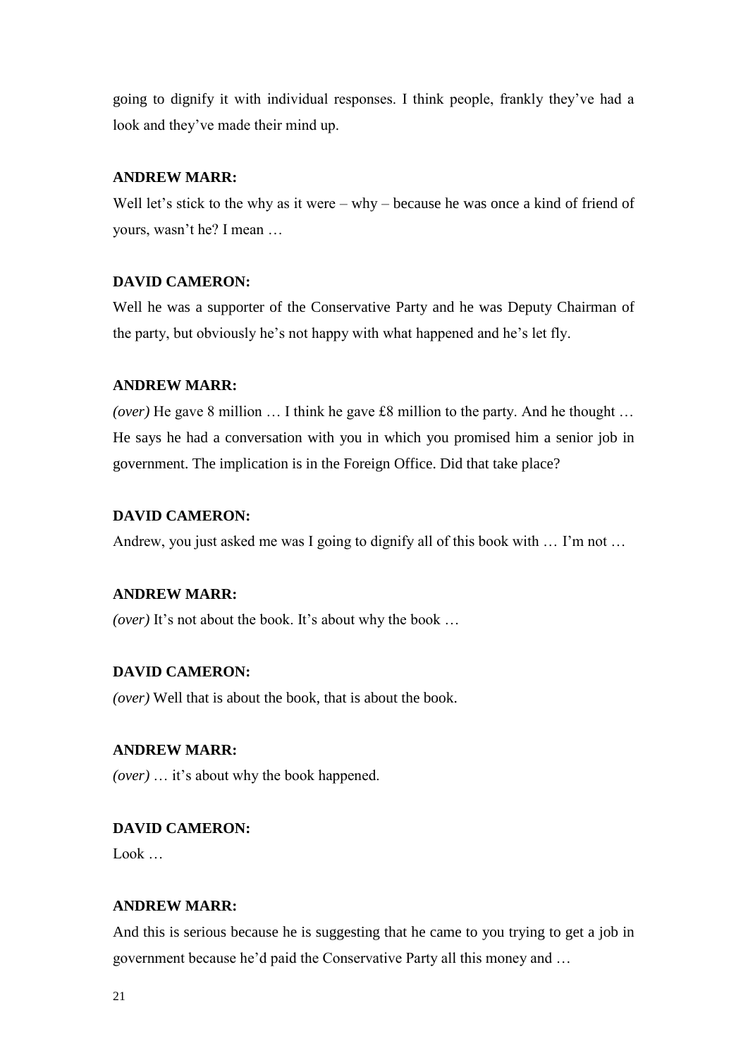going to dignify it with individual responses. I think people, frankly they've had a look and they've made their mind up.

**ANDREW MARR:**

Well let's stick to the why as it were – why – because he was once a kind of friend of yours, wasn't he? I mean …

**DAVID CAMERON:**

Well he was a supporter of the Conservative Party and he was Deputy Chairman of the party, but obviously he's not happy with what happened and he's let fly.

**ANDREW MARR:**

*(over)* He gave 8 million … I think he gave £8 million to the party. And he thought … He says he had a conversation with you in which you promised him a senior job in government. The implication is in the Foreign Office. Did that take place?

**DAVID CAMERON:**

Andrew, you just asked me was I going to dignify all of this book with … I'm not …

**ANDREW MARR:**

*(over)* It's not about the book. It's about why the book …

**DAVID CAMERON:**

*(over)* Well that is about the book, that is about the book.

**ANDREW MARR:**

*(over)* … it's about why the book happened.

**DAVID CAMERON:**

Look …

**ANDREW MARR:**

And this is serious because he is suggesting that he came to you trying to get a job in government because he'd paid the Conservative Party all this money and …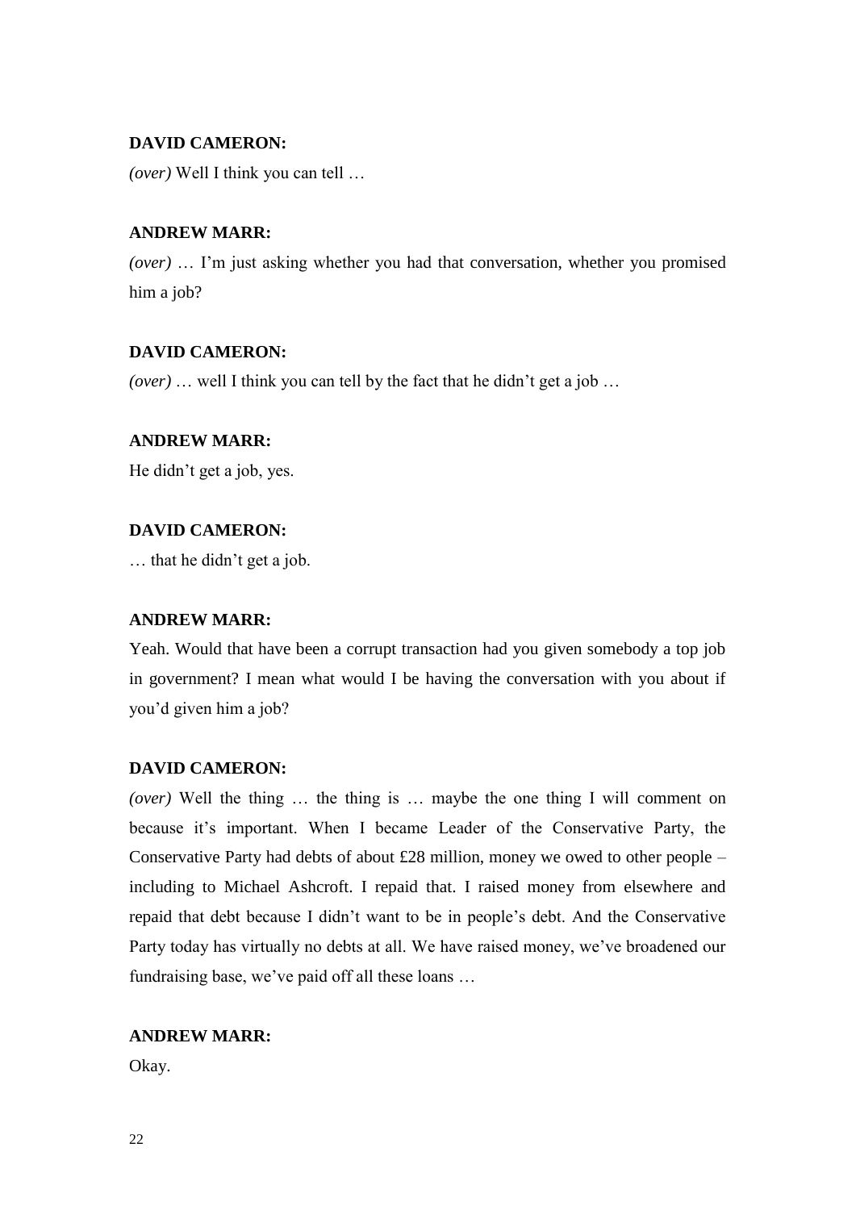**DAVID CAMERON:**

*(over)* Well I think you can tell …

**ANDREW MARR:**

*(over)* … I'm just asking whether you had that conversation, whether you promised him a job?

**DAVID CAMERON:**

*(over)* … well I think you can tell by the fact that he didn't get a job …

**ANDREW MARR:**

He didn't get a job, yes.

**DAVID CAMERON:**

… that he didn't get a job.

**ANDREW MARR:**

Yeah. Would that have been a corrupt transaction had you given somebody a top job in government? I mean what would I be having the conversation with you about if you'd given him a job?

**DAVID CAMERON:**

*(over)* Well the thing … the thing is … maybe the one thing I will comment on because it's important. When I became Leader of the Conservative Party, the Conservative Party had debts of about £28 million, money we owed to other people – including to Michael Ashcroft. I repaid that. I raised money from elsewhere and repaid that debt because I didn't want to be in people's debt. And the Conservative Party today has virtually no debts at all. We have raised money, we've broadened our fundraising base, we've paid off all these loans …

**ANDREW MARR:**

Okay.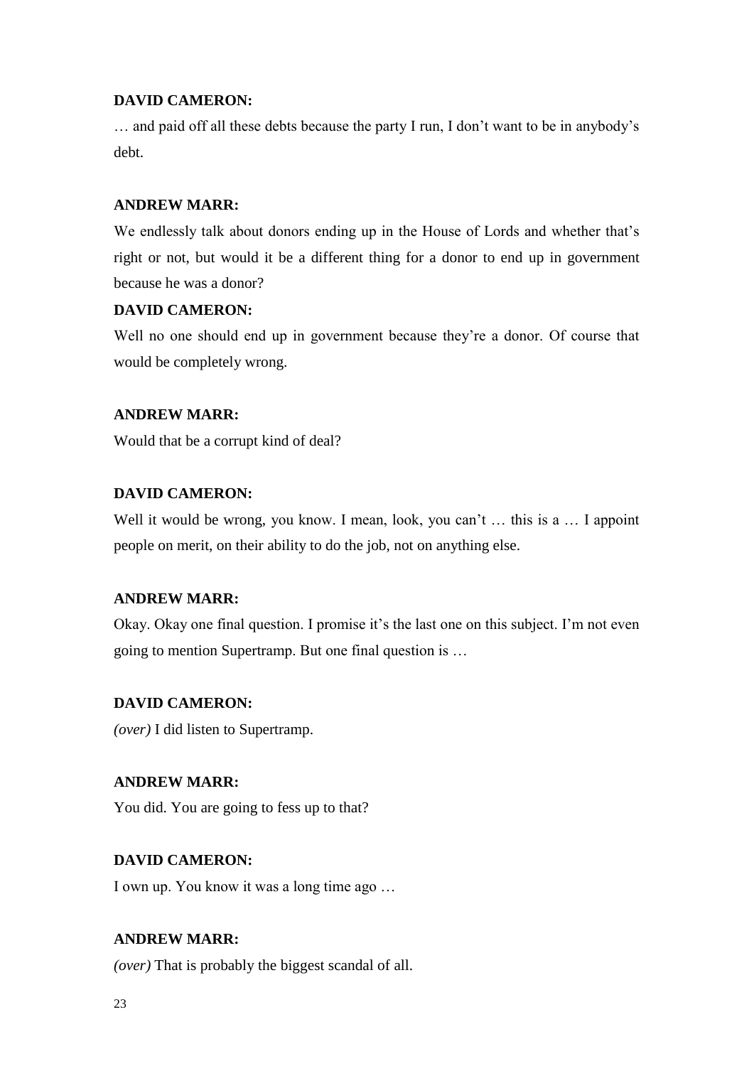**DAVID CAMERON:**

… and paid off all these debts because the party I run, I don't want to be in anybody's debt.

**ANDREW MARR:**

We endlessly talk about donors ending up in the House of Lords and whether that's right or not, but would it be a different thing for a donor to end up in government because he was a donor?

**DAVID CAMERON:**

Well no one should end up in government because they're a donor. Of course that would be completely wrong.

**ANDREW MARR:**

Would that be a corrupt kind of deal?

**DAVID CAMERON:**

Well it would be wrong, you know. I mean, look, you can't … this is a … I appoint people on merit, on their ability to do the job, not on anything else.

**ANDREW MARR:**

Okay. Okay one final question. I promise it's the last one on this subject. I'm not even going to mention Supertramp. But one final question is …

**DAVID CAMERON:**

*(over)* I did listen to Supertramp.

**ANDREW MARR:**

You did. You are going to fess up to that?

**DAVID CAMERON:**

I own up. You know it was a long time ago …

**ANDREW MARR:**

*(over)* That is probably the biggest scandal of all.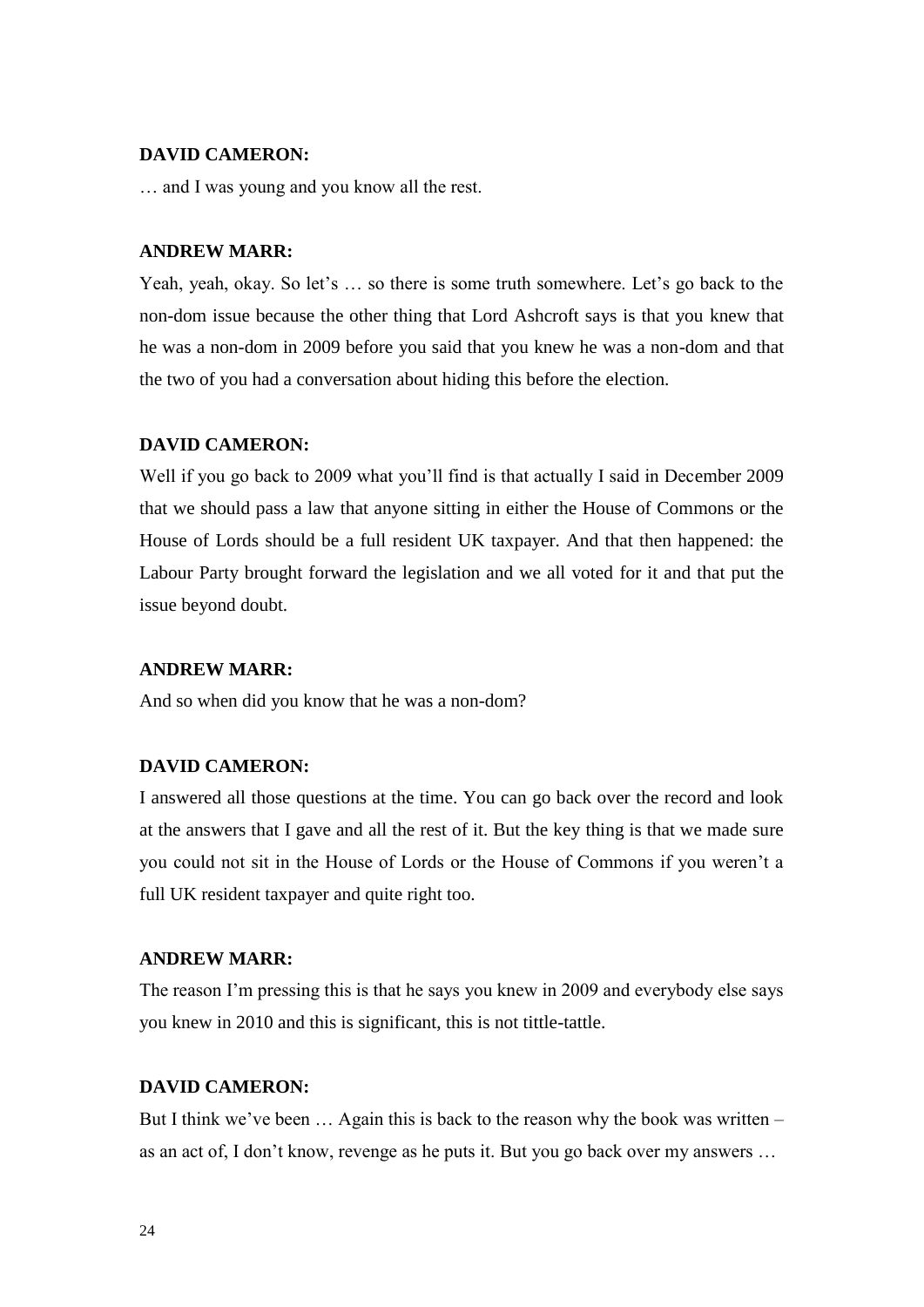**DAVID CAMERON:**

… and I was young and you know all the rest.

**ANDREW MARR:**

Yeah, yeah, okay. So let's … so there is some truth somewhere. Let's go back to the non-dom issue because the other thing that Lord Ashcroft says is that you knew that he was a non-dom in 2009 before you said that you knew he was a non-dom and that the two of you had a conversation about hiding this before the election.

**DAVID CAMERON:**

Well if you go back to 2009 what you'll find is that actually I said in December 2009 that we should pass a law that anyone sitting in either the House of Commons or the House of Lords should be a full resident UK taxpayer. And that then happened: the Labour Party brought forward the legislation and we all voted for it and that put the issue beyond doubt.

**ANDREW MARR:**

And so when did you know that he was a non-dom?

**DAVID CAMERON:**

I answered all those questions at the time. You can go back over the record and look at the answers that I gave and all the rest of it. But the key thing is that we made sure you could not sit in the House of Lords or the House of Commons if you weren't a full UK resident taxpayer and quite right too.

**ANDREW MARR:**

The reason I'm pressing this is that he says you knew in 2009 and everybody else says you knew in 2010 and this is significant, this is not tittle-tattle.

**DAVID CAMERON:**

But I think we've been … Again this is back to the reason why the book was written – as an act of, I don't know, revenge as he puts it. But you go back over my answers …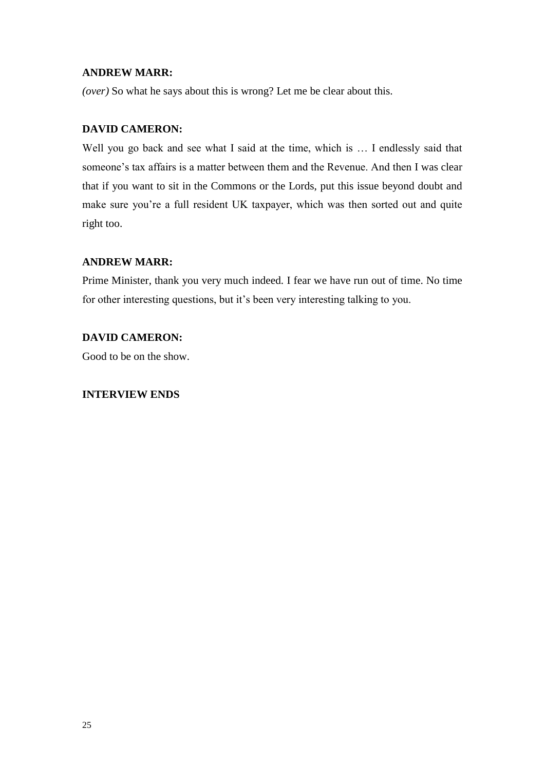**ANDREW MARR:**

*(over)* So what he says about this is wrong? Let me be clear about this.

**DAVID CAMERON:**

Well you go back and see what I said at the time, which is … I endlessly said that someone's tax affairs is a matter between them and the Revenue. And then I was clear that if you want to sit in the Commons or the Lords, put this issue beyond doubt and make sure you're a full resident UK taxpayer, which was then sorted out and quite right too.

**ANDREW MARR:**

Prime Minister, thank you very much indeed. I fear we have run out of time. No time for other interesting questions, but it's been very interesting talking to you.

**DAVID CAMERON:**

Good to be on the show.

**INTERVIEW ENDS**